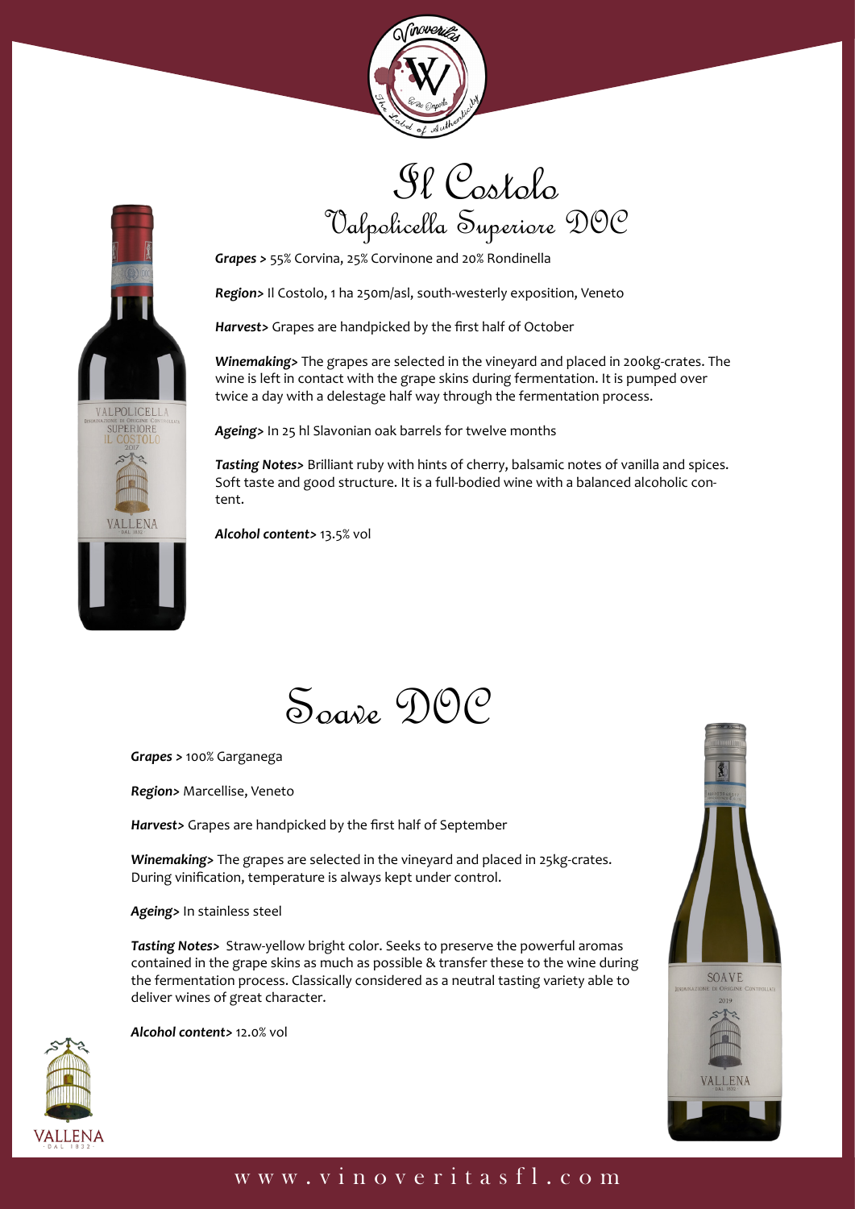# Il Costolo

## Valpolicella Superiore DOC

***Grapes >*** 55% Corvina, 25% Corvinone and 20% Rondinella

***Region>*** Il Costolo, 1 ha 250m/asl, south-westerly exposition, Veneto

***Harvest>*** Grapes are handpicked by the first half of October

***Winemaking>*** The grapes are selected in the vineyard and placed in 200kg-crates. The wine is left in contact with the grape skins during fermentation. It is pumped over twice a day with a delestage half way through the fermentation process.

***Ageing>*** In 25 hl Slavonian oak barrels for twelve months

***Tasting Notes>*** Brilliant ruby with hints of cherry, balsamic notes of vanilla and spices. Soft taste and good structure. It is a full-bodied wine with a balanced alcoholic content.

***Alcohol content>*** 13.5% vol

# Soave DOC

***Grapes >*** 100% Garganega

***Region>*** Marcellise, Veneto

***Harvest>*** Grapes are handpicked by the first half of September

***Winemaking>*** The grapes are selected in the vineyard and placed in 25kg-crates. During vinification, temperature is always kept under control.

***Ageing>*** In stainless steel

***Tasting Notes>*** Straw-yellow bright color. Seeks to preserve the powerful aromas contained in the grape skins as much as possible & transfer these to the wine during the fermentation process. Classically considered as a neutral tasting variety able to deliver wines of great character.

***Alcohol content>*** 12.0% vol

www.vinoveritasfl.com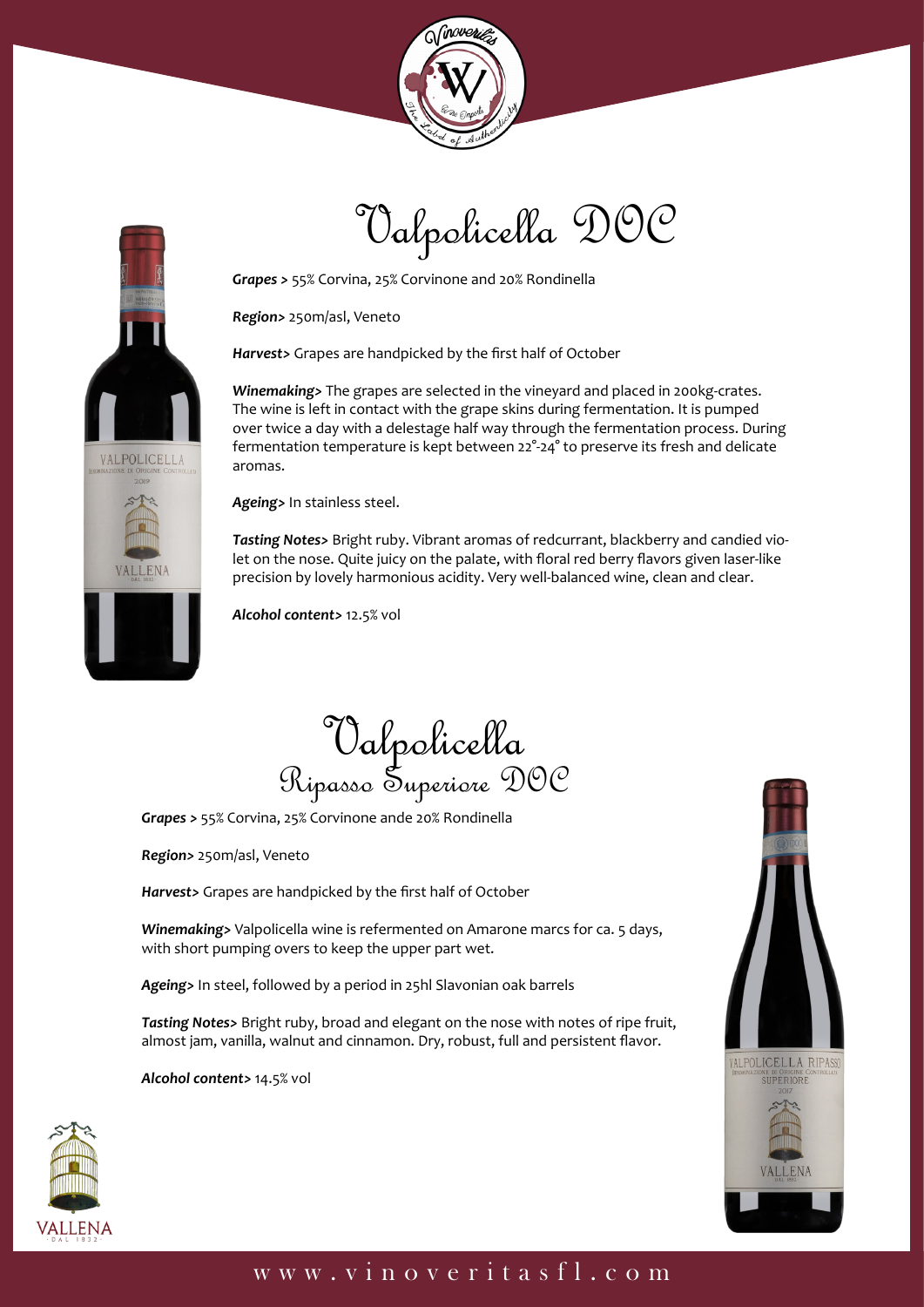# Valpolicella DOC

***Grapes >*** 55% Corvina, 25% Corvinone and 20% Rondinella

***Region>*** 250m/asl, Veneto

***Harvest>*** Grapes are handpicked by the first half of October

***Winemaking>*** The grapes are selected in the vineyard and placed in 200kg-crates. The wine is left in contact with the grape skins during fermentation. It is pumped over twice a day with a delestage half way through the fermentation process. During fermentation temperature is kept between 22°-24° to preserve its fresh and delicate aromas.

***Ageing>*** In stainless steel.

***Tasting Notes>*** Bright ruby. Vibrant aromas of redcurrant, blackberry and candied violet on the nose. Quite juicy on the palate, with floral red berry flavors given laser-like precision by lovely harmonious acidity. Very well-balanced wine, clean and clear.

***Alcohol content>*** 12.5% vol

# Valpolicella
## Ripasso Superiore DOC

***Grapes >*** 55% Corvina, 25% Corvinone ande 20% Rondinella

***Region>*** 250m/asl, Veneto

***Harvest>*** Grapes are handpicked by the first half of October

***Winemaking>*** Valpolicella wine is refermented on Amarone marcs for ca. 5 days, with short pumping overs to keep the upper part wet.

***Ageing>*** In steel, followed by a period in 25hl Slavonian oak barrels

***Tasting Notes>*** Bright ruby, broad and elegant on the nose with notes of ripe fruit, almost jam, vanilla, walnut and cinnamon. Dry, robust, full and persistent flavor.

***Alcohol content>*** 14.5% vol

www.vinoveritasfl.com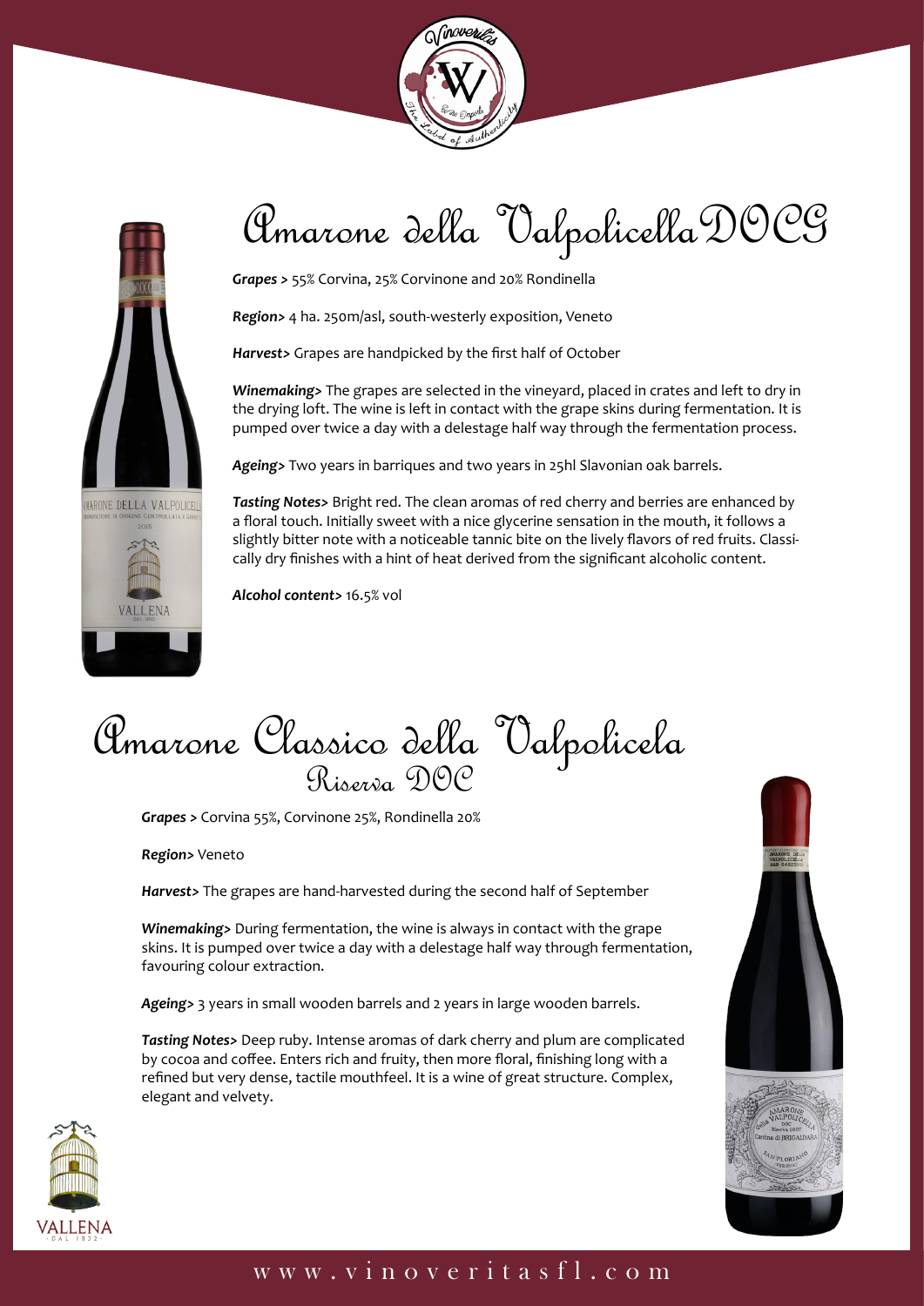# Amarone della Valpolicella DOCG

***Grapes >*** 55% Corvina, 25% Corvinone and 20% Rondinella

***Region>*** 4 ha. 250m/asl, south-westerly exposition, Veneto

***Harvest>*** Grapes are handpicked by the first half of October

***Winemaking>*** The grapes are selected in the vineyard, placed in crates and left to dry in the drying loft. The wine is left in contact with the grape skins during fermentation. It is pumped over twice a day with a delestage half way through the fermentation process.

***Ageing>*** Two years in barriques and two years in 25hl Slavonian oak barrels.

***Tasting Notes>*** Bright red. The clean aromas of red cherry and berries are enhanced by a floral touch. Initially sweet with a nice glycerine sensation in the mouth, it follows a slightly bitter note with a noticeable tannic bite on the lively flavors of red fruits. Classically dry finishes with a hint of heat derived from the significant alcoholic content.

***Alcohol content>*** 16.5% vol

# Amarone Classico della Valpolicela Riserva DOC

***Grapes >*** Corvina 55%, Corvinone 25%, Rondinella 20%

***Region>*** Veneto

***Harvest>*** The grapes are hand-harvested during the second half of September

***Winemaking>*** During fermentation, the wine is always in contact with the grape skins. It is pumped over twice a day with a delestage half way through fermentation, favouring colour extraction.

***Ageing>*** 3 years in small wooden barrels and 2 years in large wooden barrels.

***Tasting Notes>*** Deep ruby. Intense aromas of dark cherry and plum are complicated by cocoa and coffee. Enters rich and fruity, then more floral, finishing long with a refined but very dense, tactile mouthfeel. It is a wine of great structure. Complex, elegant and velvety.

VALLENA
DAL 1832

www.vinoveritasfl.com